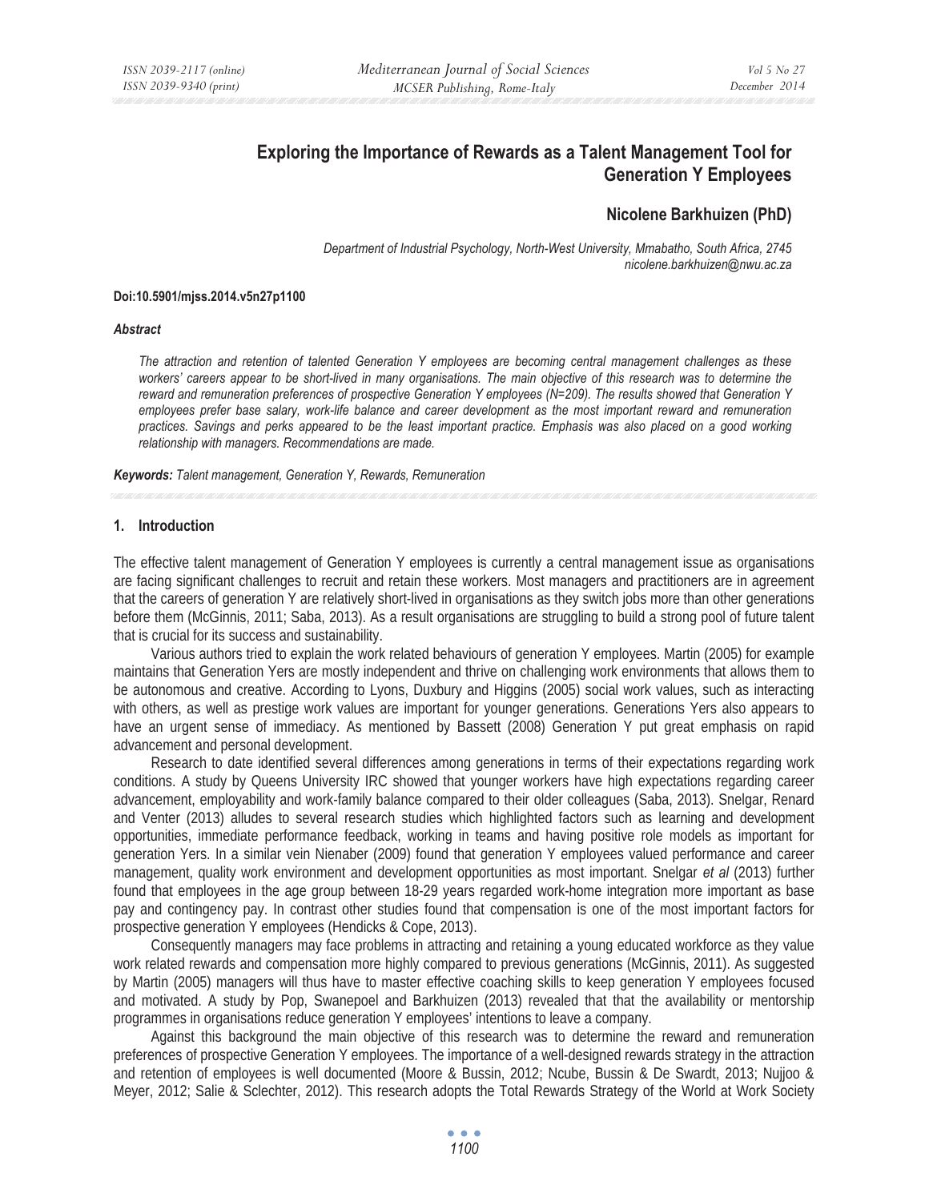# Exploring the Importance of Rewards as a Talent Management Tool for Generation Y Employees

**Nicolene Barkhuizen (PhD)**

*Department of Industrial Psychology, North-West University, Mmabatho, South Africa, 2745*
*nicolene.barkhuizen@nwu.ac.za*

**Doi:10.5901/mjss.2014.v5n27p1100**

***Abstract***

*The attraction and retention of talented Generation Y employees are becoming central management challenges as these workers' careers appear to be short-lived in many organisations. The main objective of this research was to determine the reward and remuneration preferences of prospective Generation Y employees (N=209). The results showed that Generation Y employees prefer base salary, work-life balance and career development as the most important reward and remuneration practices. Savings and perks appeared to be the least important practice. Emphasis was also placed on a good working relationship with managers. Recommendations are made.*

***Keywords:*** *Talent management, Generation Y, Rewards, Remuneration*

## 1. Introduction

The effective talent management of Generation Y employees is currently a central management issue as organisations are facing significant challenges to recruit and retain these workers. Most managers and practitioners are in agreement that the careers of generation Y are relatively short-lived in organisations as they switch jobs more than other generations before them (McGinnis, 2011; Saba, 2013). As a result organisations are struggling to build a strong pool of future talent that is crucial for its success and sustainability.

Various authors tried to explain the work related behaviours of generation Y employees. Martin (2005) for example maintains that Generation Yers are mostly independent and thrive on challenging work environments that allows them to be autonomous and creative. According to Lyons, Duxbury and Higgins (2005) social work values, such as interacting with others, as well as prestige work values are important for younger generations. Generations Yers also appears to have an urgent sense of immediacy. As mentioned by Bassett (2008) Generation Y put great emphasis on rapid advancement and personal development.

Research to date identified several differences among generations in terms of their expectations regarding work conditions. A study by Queens University IRC showed that younger workers have high expectations regarding career advancement, employability and work-family balance compared to their older colleagues (Saba, 2013). Snelgar, Renard and Venter (2013) alludes to several research studies which highlighted factors such as learning and development opportunities, immediate performance feedback, working in teams and having positive role models as important for generation Yers. In a similar vein Nienaber (2009) found that generation Y employees valued performance and career management, quality work environment and development opportunities as most important. Snelgar *et al* (2013) further found that employees in the age group between 18-29 years regarded work-home integration more important as base pay and contingency pay. In contrast other studies found that compensation is one of the most important factors for prospective generation Y employees (Hendicks & Cope, 2013).

Consequently managers may face problems in attracting and retaining a young educated workforce as they value work related rewards and compensation more highly compared to previous generations (McGinnis, 2011). As suggested by Martin (2005) managers will thus have to master effective coaching skills to keep generation Y employees focused and motivated. A study by Pop, Swanepoel and Barkhuizen (2013) revealed that that the availability or mentorship programmes in organisations reduce generation Y employees' intentions to leave a company.

Against this background the main objective of this research was to determine the reward and remuneration preferences of prospective Generation Y employees. The importance of a well-designed rewards strategy in the attraction and retention of employees is well documented (Moore & Bussin, 2012; Ncube, Bussin & De Swardt, 2013; Nujjoo & Meyer, 2012; Salie & Sclechter, 2012). This research adopts the Total Rewards Strategy of the World at Work Society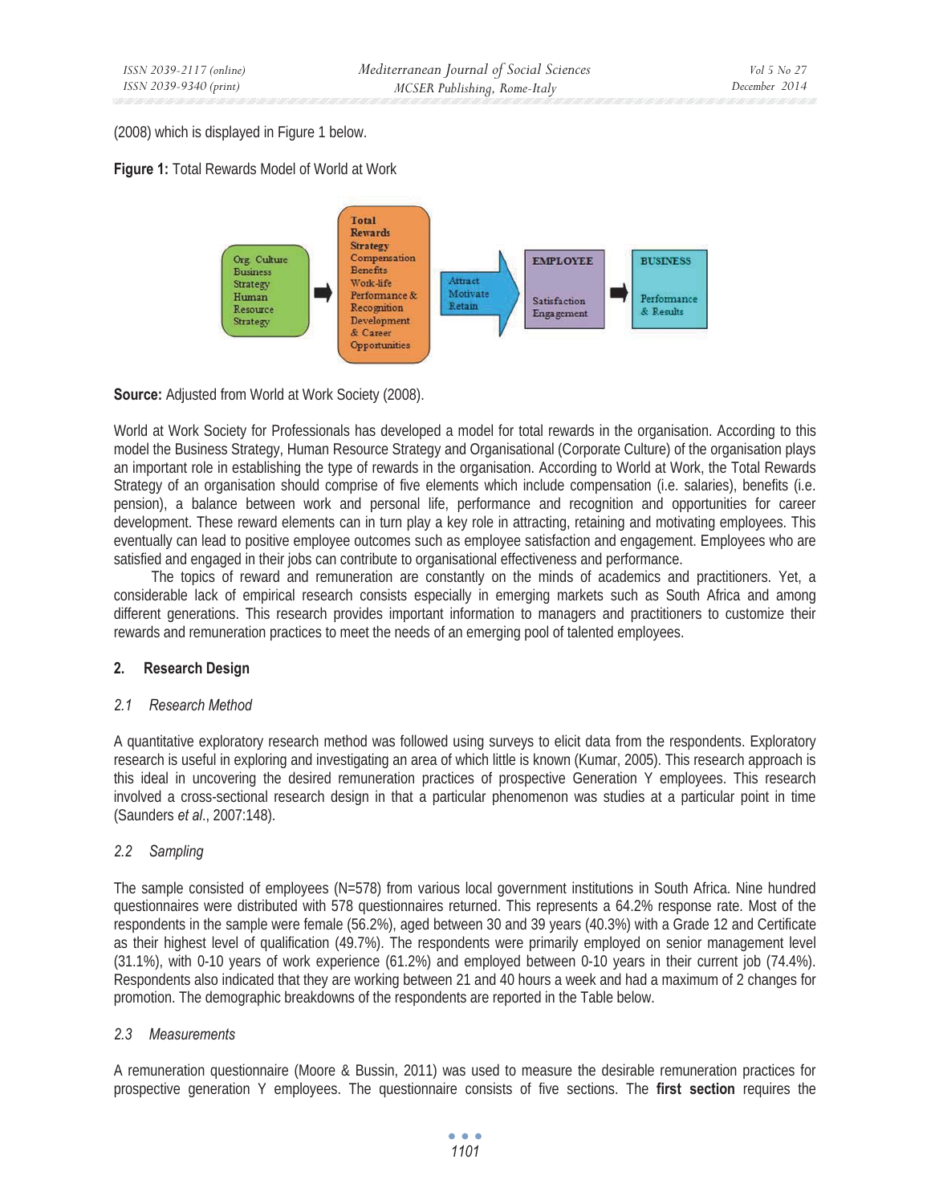(2008) which is displayed in Figure 1 below.

**Figure 1:** Total Rewards Model of World at Work

**Source:** Adjusted from World at Work Society (2008).

World at Work Society for Professionals has developed a model for total rewards in the organisation. According to this model the Business Strategy, Human Resource Strategy and Organisational (Corporate Culture) of the organisation plays an important role in establishing the type of rewards in the organisation. According to World at Work, the Total Rewards Strategy of an organisation should comprise of five elements which include compensation (i.e. salaries), benefits (i.e. pension), a balance between work and personal life, performance and recognition and opportunities for career development. These reward elements can in turn play a key role in attracting, retaining and motivating employees. This eventually can lead to positive employee outcomes such as employee satisfaction and engagement. Employees who are satisfied and engaged in their jobs can contribute to organisational effectiveness and performance.

The topics of reward and remuneration are constantly on the minds of academics and practitioners. Yet, a considerable lack of empirical research consists especially in emerging markets such as South Africa and among different generations. This research provides important information to managers and practitioners to customize their rewards and remuneration practices to meet the needs of an emerging pool of talented employees.

## 2. Research Design

### *2.1 Research Method*

A quantitative exploratory research method was followed using surveys to elicit data from the respondents. Exploratory research is useful in exploring and investigating an area of which little is known (Kumar, 2005). This research approach is this ideal in uncovering the desired remuneration practices of prospective Generation Y employees. This research involved a cross-sectional research design in that a particular phenomenon was studies at a particular point in time (Saunders *et al*., 2007:148).

### *2.2 Sampling*

The sample consisted of employees (N=578) from various local government institutions in South Africa. Nine hundred questionnaires were distributed with 578 questionnaires returned. This represents a 64.2% response rate. Most of the respondents in the sample were female (56.2%), aged between 30 and 39 years (40.3%) with a Grade 12 and Certificate as their highest level of qualification (49.7%). The respondents were primarily employed on senior management level (31.1%), with 0-10 years of work experience (61.2%) and employed between 0-10 years in their current job (74.4%). Respondents also indicated that they are working between 21 and 40 hours a week and had a maximum of 2 changes for promotion. The demographic breakdowns of the respondents are reported in the Table below.

### *2.3 Measurements*

A remuneration questionnaire (Moore & Bussin, 2011) was used to measure the desirable remuneration practices for prospective generation Y employees. The questionnaire consists of five sections. The **first section** requires the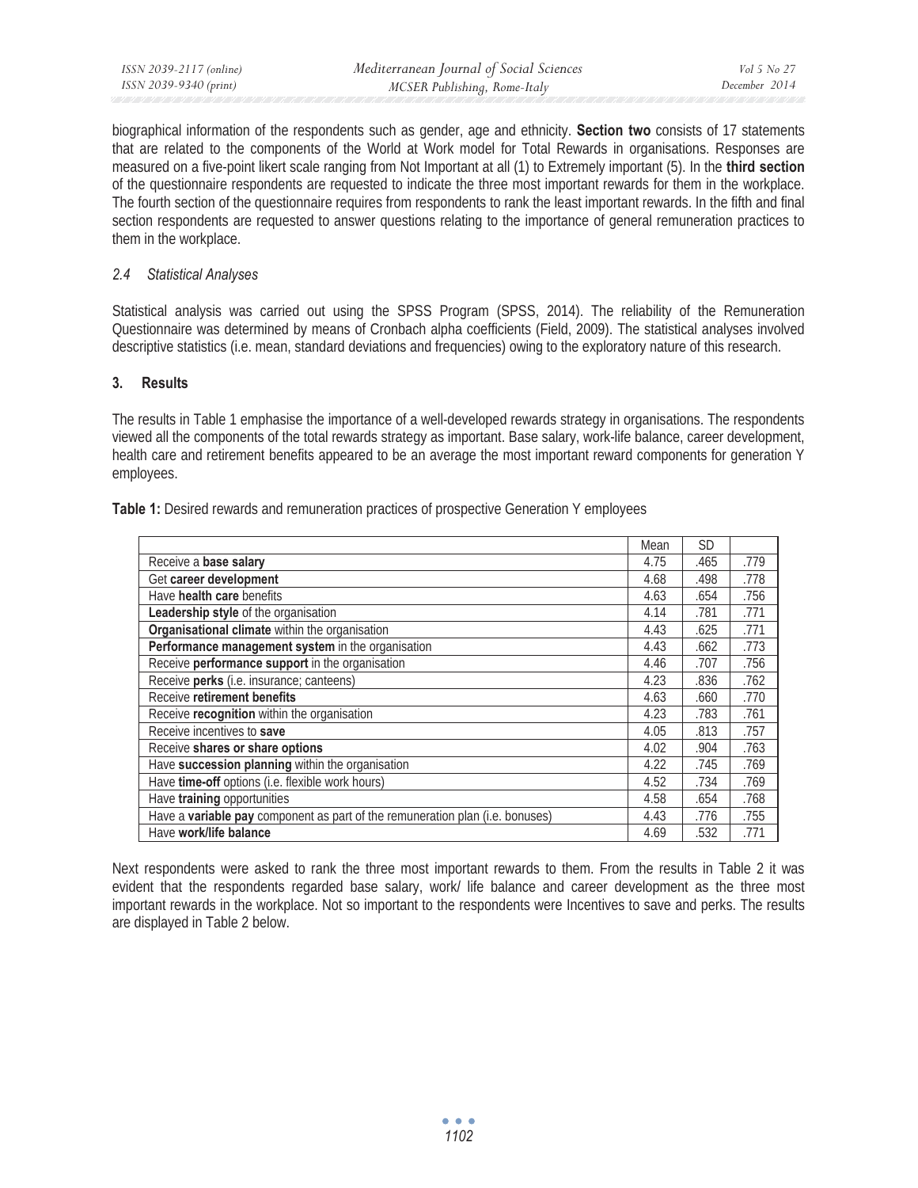biographical information of the respondents such as gender, age and ethnicity. **Section two** consists of 17 statements that are related to the components of the World at Work model for Total Rewards in organisations. Responses are measured on a five-point likert scale ranging from Not Important at all (1) to Extremely important (5). In the **third section** of the questionnaire respondents are requested to indicate the three most important rewards for them in the workplace. The fourth section of the questionnaire requires from respondents to rank the least important rewards. In the fifth and final section respondents are requested to answer questions relating to the importance of general remuneration practices to them in the workplace.

### *2.4 Statistical Analyses*

Statistical analysis was carried out using the SPSS Program (SPSS, 2014). The reliability of the Remuneration Questionnaire was determined by means of Cronbach alpha coefficients (Field, 2009). The statistical analyses involved descriptive statistics (i.e. mean, standard deviations and frequencies) owing to the exploratory nature of this research.

## 3. Results

The results in Table 1 emphasise the importance of a well-developed rewards strategy in organisations. The respondents viewed all the components of the total rewards strategy as important. Base salary, work-life balance, career development, health care and retirement benefits appeared to be an average the most important reward components for generation Y employees.

**Table 1:** Desired rewards and remuneration practices of prospective Generation Y employees

| | Mean | SD | |
|---|---|---|---|
| Receive a **base salary** | 4.75 | .465 | .779 |
| Get **career development** | 4.68 | .498 | .778 |
| Have **health care** benefits | 4.63 | .654 | .756 |
| **Leadership style** of the organisation | 4.14 | .781 | .771 |
| **Organisational climate** within the organisation | 4.43 | .625 | .771 |
| **Performance management system** in the organisation | 4.43 | .662 | .773 |
| Receive **performance support** in the organisation | 4.46 | .707 | .756 |
| Receive **perks** (i.e. insurance; canteens) | 4.23 | .836 | .762 |
| Receive **retirement benefits** | 4.63 | .660 | .770 |
| Receive **recognition** within the organisation | 4.23 | .783 | .761 |
| Receive incentives to **save** | 4.05 | .813 | .757 |
| Receive **shares or share options** | 4.02 | .904 | .763 |
| Have **succession planning** within the organisation | 4.22 | .745 | .769 |
| Have **time-off** options (i.e. flexible work hours) | 4.52 | .734 | .769 |
| Have **training** opportunities | 4.58 | .654 | .768 |
| Have a **variable pay** component as part of the remuneration plan (i.e. bonuses) | 4.43 | .776 | .755 |
| Have **work/life balance** | 4.69 | .532 | .771 |

Next respondents were asked to rank the three most important rewards to them. From the results in Table 2 it was evident that the respondents regarded base salary, work/ life balance and career development as the three most important rewards in the workplace. Not so important to the respondents were Incentives to save and perks. The results are displayed in Table 2 below.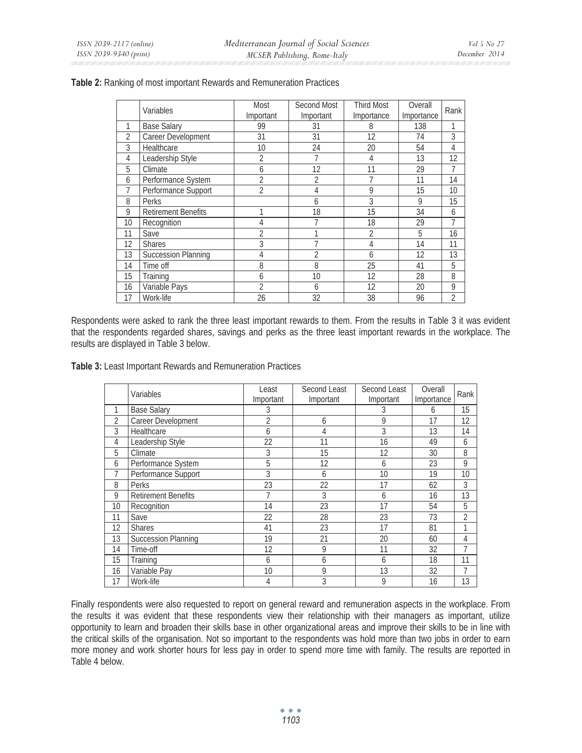**Table 2:** Ranking of most important Rewards and Remuneration Practices

| | Variables | Most Important | Second Most Important | Third Most Importance | Overall Importance | Rank |
|---|---|---|---|---|---|---|
| 1 | Base Salary | 99 | 31 | 8 | 138 | 1 |
| 2 | Career Development | 31 | 31 | 12 | 74 | 3 |
| 3 | Healthcare | 10 | 24 | 20 | 54 | 4 |
| 4 | Leadership Style | 2 | 7 | 4 | 13 | 12 |
| 5 | Climate | 6 | 12 | 11 | 29 | 7 |
| 6 | Performance System | 2 | 2 | 7 | 11 | 14 |
| 7 | Performance Support | 2 | 4 | 9 | 15 | 10 |
| 8 | Perks | | 6 | 3 | 9 | 15 |
| 9 | Retirement Benefits | 1 | 18 | 15 | 34 | 6 |
| 10 | Recognition | 4 | 7 | 18 | 29 | 7 |
| 11 | Save | 2 | 1 | 2 | 5 | 16 |
| 12 | Shares | 3 | 7 | 4 | 14 | 11 |
| 13 | Succession Planning | 4 | 2 | 6 | 12 | 13 |
| 14 | Time off | 8 | 8 | 25 | 41 | 5 |
| 15 | Training | 6 | 10 | 12 | 28 | 8 |
| 16 | Variable Pays | 2 | 6 | 12 | 20 | 9 |
| 17 | Work-life | 26 | 32 | 38 | 96 | 2 |

Respondents were asked to rank the three least important rewards to them. From the results in Table 3 it was evident that the respondents regarded shares, savings and perks as the three least important rewards in the workplace. The results are displayed in Table 3 below.

**Table 3:** Least Important Rewards and Remuneration Practices

| | Variables | Least Important | Second Least Important | Second Least Important | Overall Importance | Rank |
|---|---|---|---|---|---|---|
| 1 | Base Salary | 3 | | 3 | 6 | 15 |
| 2 | Career Development | 2 | 6 | 9 | 17 | 12 |
| 3 | Healthcare | 6 | 4 | 3 | 13 | 14 |
| 4 | Leadership Style | 22 | 11 | 16 | 49 | 6 |
| 5 | Climate | 3 | 15 | 12 | 30 | 8 |
| 6 | Performance System | 5 | 12 | 6 | 23 | 9 |
| 7 | Performance Support | 3 | 6 | 10 | 19 | 10 |
| 8 | Perks | 23 | 22 | 17 | 62 | 3 |
| 9 | Retirement Benefits | 7 | 3 | 6 | 16 | 13 |
| 10 | Recognition | 14 | 23 | 17 | 54 | 5 |
| 11 | Save | 22 | 28 | 23 | 73 | 2 |
| 12 | Shares | 41 | 23 | 17 | 81 | 1 |
| 13 | Succession Planning | 19 | 21 | 20 | 60 | 4 |
| 14 | Time-off | 12 | 9 | 11 | 32 | 7 |
| 15 | Training | 6 | 6 | 6 | 18 | 11 |
| 16 | Variable Pay | 10 | 9 | 13 | 32 | 7 |
| 17 | Work-life | 4 | 3 | 9 | 16 | 13 |

Finally respondents were also requested to report on general reward and remuneration aspects in the workplace. From the results it was evident that these respondents view their relationship with their managers as important, utilize opportunity to learn and broaden their skills base in other organizational areas and improve their skills to be in line with the critical skills of the organisation. Not so important to the respondents was hold more than two jobs in order to earn more money and work shorter hours for less pay in order to spend more time with family. The results are reported in Table 4 below.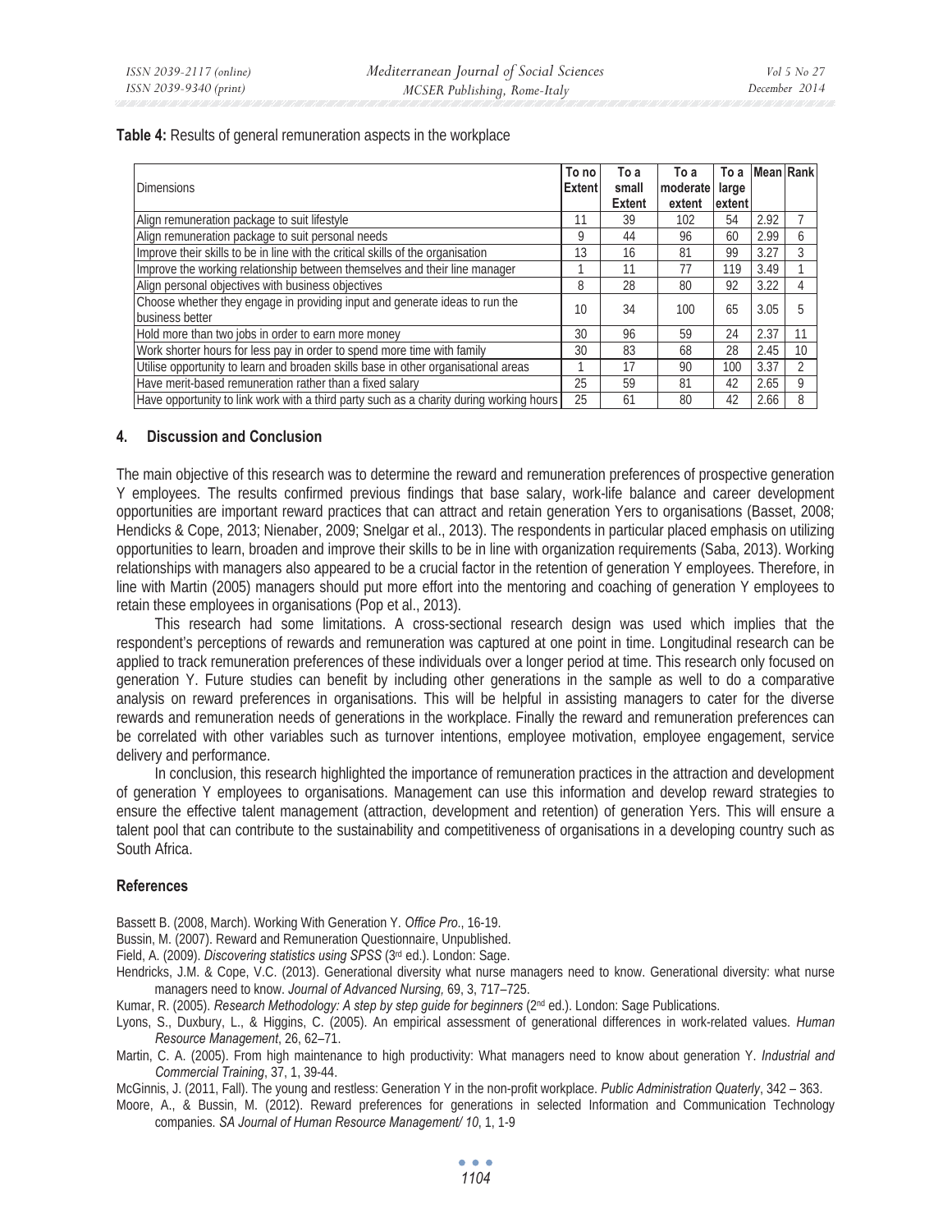**Table 4:** Results of general remuneration aspects in the workplace

| Dimensions | To no Extent | To a small Extent | To a moderate extent | To a large extent | Mean | Rank |
|---|---|---|---|---|---|---|
| Align remuneration package to suit lifestyle | 11 | 39 | 102 | 54 | 2.92 | 7 |
| Align remuneration package to suit personal needs | 9 | 44 | 96 | 60 | 2.99 | 6 |
| Improve their skills to be in line with the critical skills of the organisation | 13 | 16 | 81 | 99 | 3.27 | 3 |
| Improve the working relationship between themselves and their line manager | 1 | 11 | 77 | 119 | 3.49 | 1 |
| Align personal objectives with business objectives | 8 | 28 | 80 | 92 | 3.22 | 4 |
| Choose whether they engage in providing input and generate ideas to run the business better | 10 | 34 | 100 | 65 | 3.05 | 5 |
| Hold more than two jobs in order to earn more money | 30 | 96 | 59 | 24 | 2.37 | 11 |
| Work shorter hours for less pay in order to spend more time with family | 30 | 83 | 68 | 28 | 2.45 | 10 |
| Utilise opportunity to learn and broaden skills base in other organisational areas | 1 | 17 | 90 | 100 | 3.37 | 2 |
| Have merit-based remuneration rather than a fixed salary | 25 | 59 | 81 | 42 | 2.65 | 9 |
| Have opportunity to link work with a third party such as a charity during working hours | 25 | 61 | 80 | 42 | 2.66 | 8 |

## 4. Discussion and Conclusion

The main objective of this research was to determine the reward and remuneration preferences of prospective generation Y employees. The results confirmed previous findings that base salary, work-life balance and career development opportunities are important reward practices that can attract and retain generation Yers to organisations (Basset, 2008; Hendicks & Cope, 2013; Nienaber, 2009; Snelgar et al., 2013). The respondents in particular placed emphasis on utilizing opportunities to learn, broaden and improve their skills to be in line with organization requirements (Saba, 2013). Working relationships with managers also appeared to be a crucial factor in the retention of generation Y employees. Therefore, in line with Martin (2005) managers should put more effort into the mentoring and coaching of generation Y employees to retain these employees in organisations (Pop et al., 2013).

This research had some limitations. A cross-sectional research design was used which implies that the respondent's perceptions of rewards and remuneration was captured at one point in time. Longitudinal research can be applied to track remuneration preferences of these individuals over a longer period at time. This research only focused on generation Y. Future studies can benefit by including other generations in the sample as well to do a comparative analysis on reward preferences in organisations. This will be helpful in assisting managers to cater for the diverse rewards and remuneration needs of generations in the workplace. Finally the reward and remuneration preferences can be correlated with other variables such as turnover intentions, employee motivation, employee engagement, service delivery and performance.

In conclusion, this research highlighted the importance of remuneration practices in the attraction and development of generation Y employees to organisations. Management can use this information and develop reward strategies to ensure the effective talent management (attraction, development and retention) of generation Yers. This will ensure a talent pool that can contribute to the sustainability and competitiveness of organisations in a developing country such as South Africa.

## References

Bassett B. (2008, March). Working With Generation Y. *Office Pro.*, 16-19.

Bussin, M. (2007). Reward and Remuneration Questionnaire, Unpublished.

Field, A. (2009). *Discovering statistics using SPSS* (3rd ed.). London: Sage.

Hendricks, J.M. & Cope, V.C. (2013). Generational diversity what nurse managers need to know. Generational diversity: what nurse managers need to know. *Journal of Advanced Nursing,* 69, 3, 717–725.

Kumar, R. (2005). *Research Methodology: A step by step guide for beginners* (2nd ed.). London: Sage Publications.

Lyons, S., Duxbury, L., & Higgins, C. (2005). An empirical assessment of generational differences in work-related values. *Human Resource Management*, 26, 62–71.

Martin, C. A. (2005). From high maintenance to high productivity: What managers need to know about generation Y. *Industrial and Commercial Training*, 37, 1, 39-44.

McGinnis, J. (2011, Fall). The young and restless: Generation Y in the non-profit workplace. *Public Administration Quaterly*, 342 – 363.

Moore, A., & Bussin, M. (2012). Reward preferences for generations in selected Information and Communication Technology companies. *SA Journal of Human Resource Management/ 10*, 1, 1-9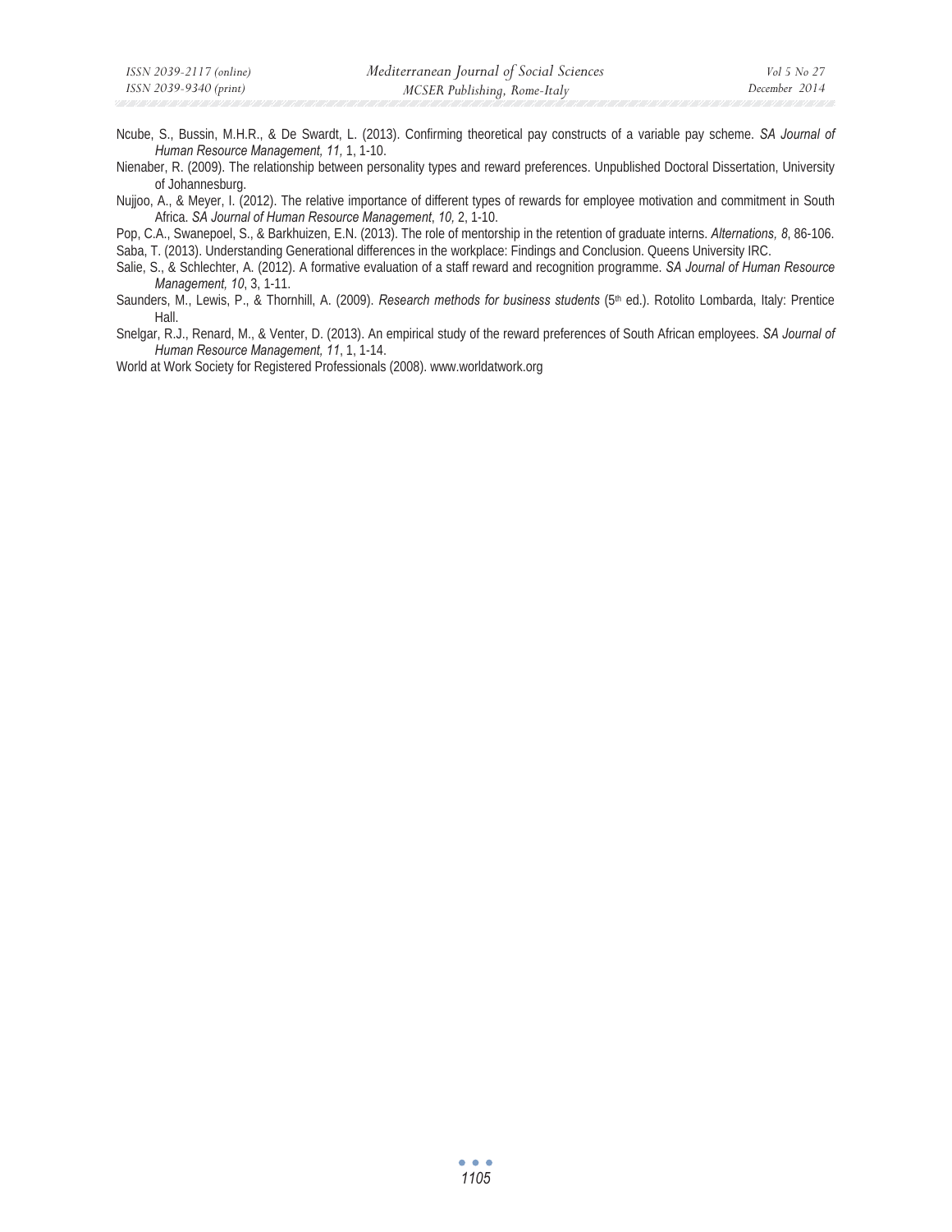Ncube, S., Bussin, M.H.R., & De Swardt, L. (2013). Confirming theoretical pay constructs of a variable pay scheme. *SA Journal of Human Resource Management, 11,* 1, 1-10.

Nienaber, R. (2009). The relationship between personality types and reward preferences. Unpublished Doctoral Dissertation, University of Johannesburg.

Nujjoo, A., & Meyer, I. (2012). The relative importance of different types of rewards for employee motivation and commitment in South Africa. *SA Journal of Human Resource Management*, *10,* 2, 1-10.

Pop, C.A., Swanepoel, S., & Barkhuizen, E.N. (2013). The role of mentorship in the retention of graduate interns. *Alternations, 8*, 86-106.

Saba, T. (2013). Understanding Generational differences in the workplace: Findings and Conclusion. Queens University IRC.

Salie, S., & Schlechter, A. (2012). A formative evaluation of a staff reward and recognition programme. *SA Journal of Human Resource Management, 10*, 3, 1-11.

Saunders, M., Lewis, P., & Thornhill, A. (2009). *Research methods for business students* (5th ed.). Rotolito Lombarda, Italy: Prentice Hall.

Snelgar, R.J., Renard, M., & Venter, D. (2013). An empirical study of the reward preferences of South African employees. *SA Journal of Human Resource Management, 11*, 1, 1-14.

World at Work Society for Registered Professionals (2008). www.worldatwork.org